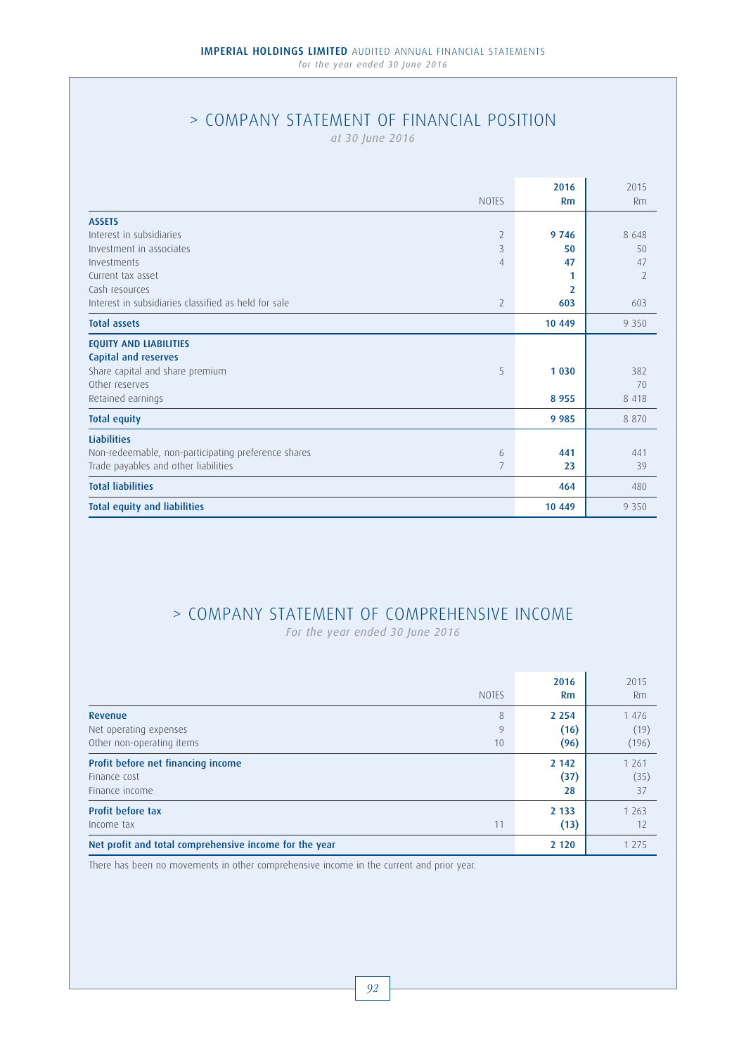# > COMPANY STATEMENT OF FINANCIAL POSITION

*at 30 June 2016*

| | NOTES | 2016 Rm | 2015 Rm |
|---|---|---|---|
| **ASSETS** | | | |
| Interest in subsidiaries | 2 | **9 746** | 8 648 |
| Investment in associates | 3 | **50** | 50 |
| Investments | 4 | **47** | 47 |
| Current tax asset | | **1** | 2 |
| Cash resources | | **2** | |
| Interest in subsidiaries classified as held for sale | 2 | **603** | 603 |
| **Total assets** | | **10 449** | 9 350 |
| **EQUITY AND LIABILITIES** | | | |
| **Capital and reserves** | | | |
| Share capital and share premium | 5 | **1 030** | 382 |
| Other reserves | | | 70 |
| Retained earnings | | **8 955** | 8 418 |
| **Total equity** | | **9 985** | 8 870 |
| **Liabilities** | | | |
| Non-redeemable, non-participating preference shares | 6 | **441** | 441 |
| Trade payables and other liabilities | 7 | **23** | 39 |
| **Total liabilities** | | **464** | 480 |
| **Total equity and liabilities** | | **10 449** | 9 350 |

# > COMPANY STATEMENT OF COMPREHENSIVE INCOME

*For the year ended 30 June 2016*

| | NOTES | 2016 Rm | 2015 Rm |
|---|---|---|---|
| **Revenue** | 8 | **2 254** | 1 476 |
| Net operating expenses | 9 | **(16)** | (19) |
| Other non-operating items | 10 | **(96)** | (196) |
| **Profit before net financing income** | | **2 142** | 1 261 |
| Finance cost | | **(37)** | (35) |
| Finance income | | **28** | 37 |
| **Profit before tax** | | **2 133** | 1 263 |
| Income tax | 11 | **(13)** | 12 |
| **Net profit and total comprehensive income for the year** | | **2 120** | 1 275 |

There has been no movements in other comprehensive income in the current and prior year.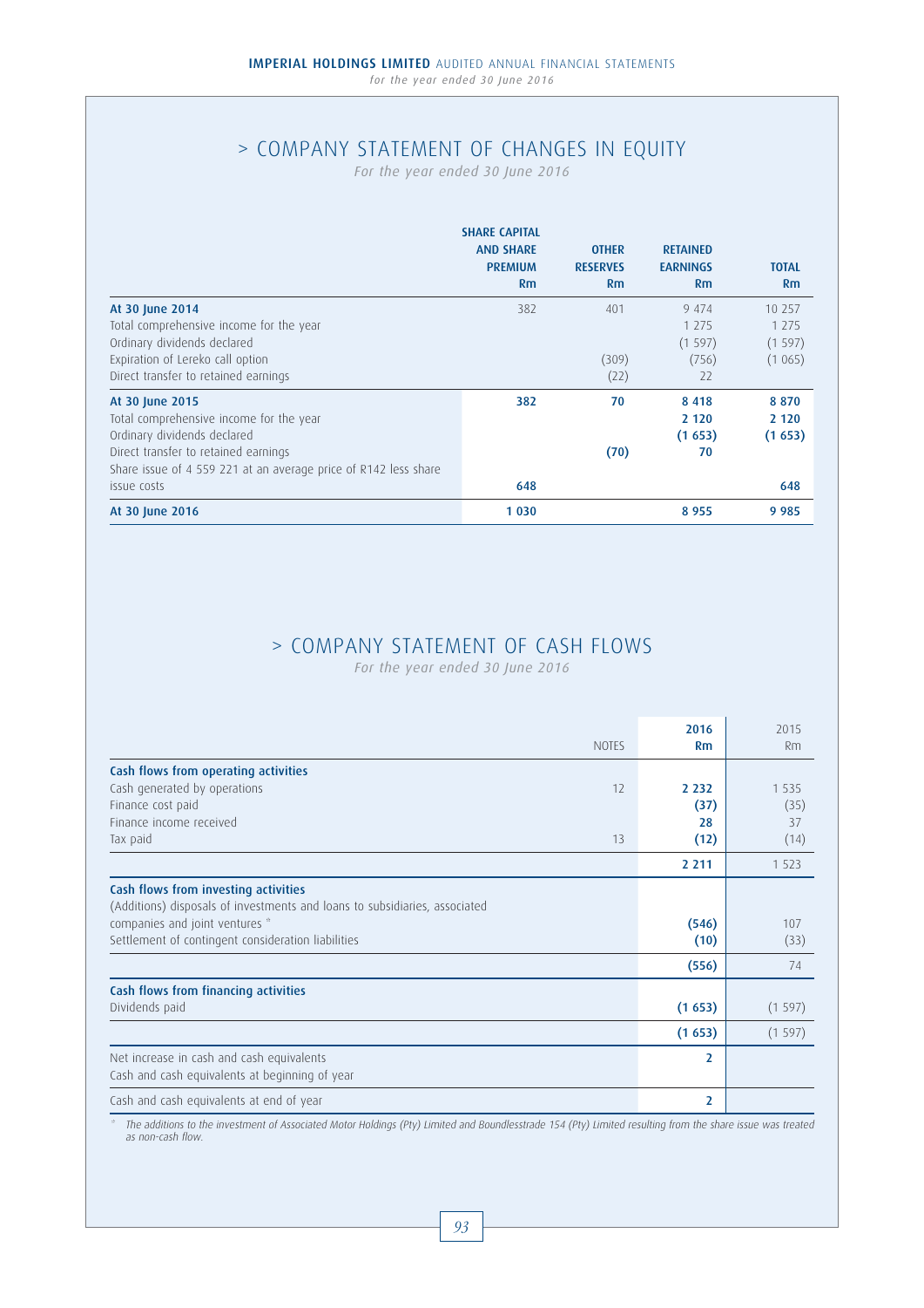# > COMPANY STATEMENT OF CHANGES IN EQUITY

*For the year ended 30 June 2016*

| | SHARE CAPITAL AND SHARE PREMIUM Rm | OTHER RESERVES Rm | RETAINED EARNINGS Rm | TOTAL Rm |
|---|---|---|---|---|
| **At 30 June 2014** | 382 | 401 | 9 474 | 10 257 |
| Total comprehensive income for the year | | | 1 275 | 1 275 |
| Ordinary dividends declared | | | (1 597) | (1 597) |
| Expiration of Lereko call option | | (309) | (756) | (1 065) |
| Direct transfer to retained earnings | | (22) | 22 | |
| **At 30 June 2015** | **382** | **70** | **8 418** | **8 870** |
| Total comprehensive income for the year | | | **2 120** | **2 120** |
| Ordinary dividends declared | | | **(1 653)** | **(1 653)** |
| Direct transfer to retained earnings | | **(70)** | **70** | |
| Share issue of 4 559 221 at an average price of R142 less share issue costs | **648** | | | **648** |
| **At 30 June 2016** | **1 030** | | **8 955** | **9 985** |

# > COMPANY STATEMENT OF CASH FLOWS

*For the year ended 30 June 2016*

| | NOTES | 2016 Rm | 2015 Rm |
|---|---|---|---|
| **Cash flows from operating activities** | | | |
| Cash generated by operations | 12 | **2 232** | 1 535 |
| Finance cost paid | | **(37)** | (35) |
| Finance income received | | **28** | 37 |
| Tax paid | 13 | **(12)** | (14) |
| | | **2 211** | 1 523 |
| **Cash flows from investing activities** | | | |
| (Additions) disposals of investments and loans to subsidiaries, associated companies and joint ventures * | | **(546)** | 107 |
| Settlement of contingent consideration liabilities | | **(10)** | (33) |
| | | **(556)** | 74 |
| **Cash flows from financing activities** | | | |
| Dividends paid | | **(1 653)** | (1 597) |
| | | **(1 653)** | (1 597) |
| Net increase in cash and cash equivalents | | **2** | |
| Cash and cash equivalents at beginning of year | | | |
| Cash and cash equivalents at end of year | | **2** | |

\* *The additions to the investment of Associated Motor Holdings (Pty) Limited and Boundlesstrade 154 (Pty) Limited resulting from the share issue was treated as non-cash flow.*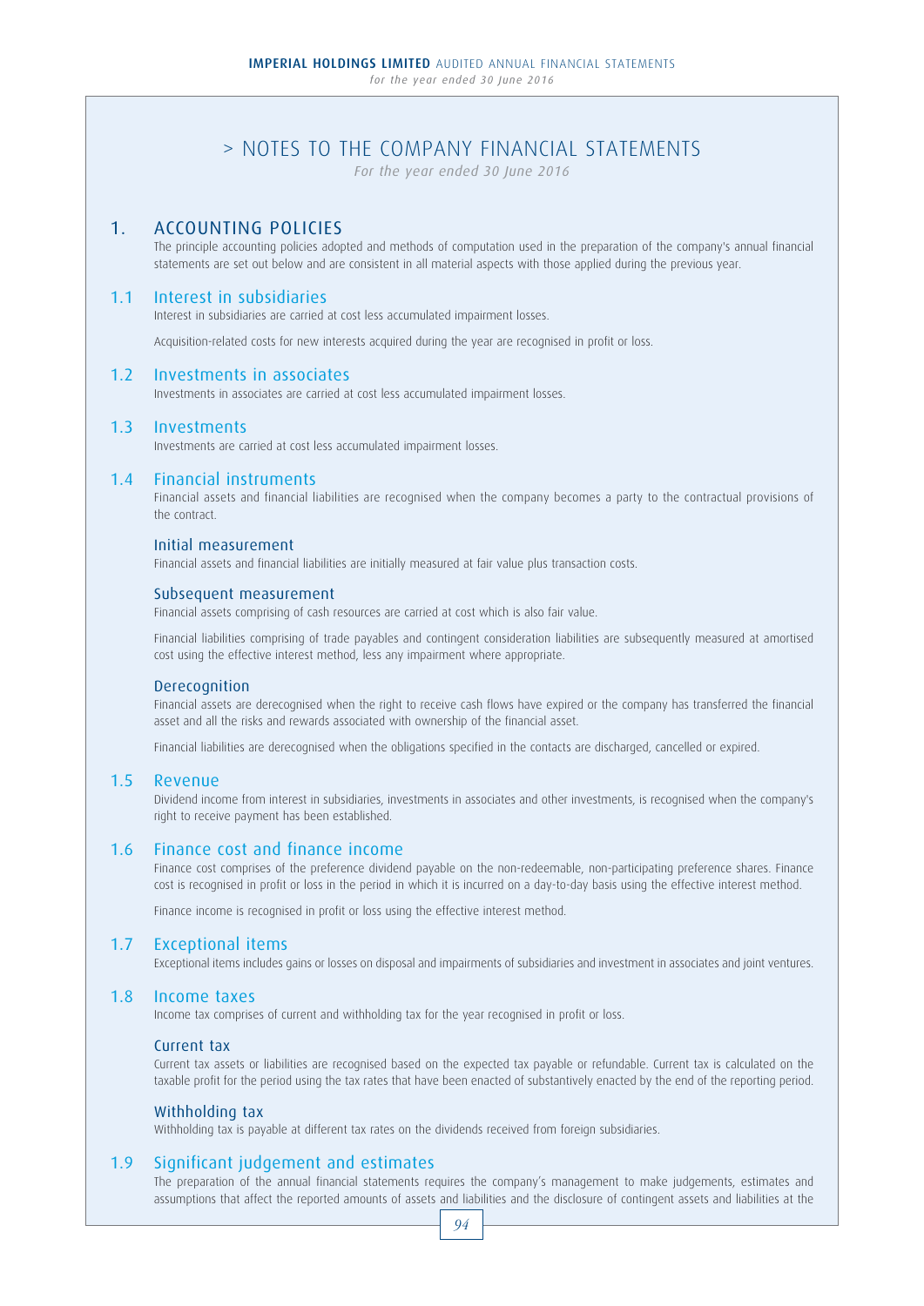# > NOTES TO THE COMPANY FINANCIAL STATEMENTS

*For the year ended 30 June 2016*

## 1. ACCOUNTING POLICIES

The principle accounting policies adopted and methods of computation used in the preparation of the company's annual financial statements are set out below and are consistent in all material aspects with those applied during the previous year.

### 1.1 Interest in subsidiaries

Interest in subsidiaries are carried at cost less accumulated impairment losses.

Acquisition-related costs for new interests acquired during the year are recognised in profit or loss.

### 1.2 Investments in associates

Investments in associates are carried at cost less accumulated impairment losses.

### 1.3 Investments

Investments are carried at cost less accumulated impairment losses.

### 1.4 Financial instruments

Financial assets and financial liabilities are recognised when the company becomes a party to the contractual provisions of the contract.

#### Initial measurement

Financial assets and financial liabilities are initially measured at fair value plus transaction costs.

#### Subsequent measurement

Financial assets comprising of cash resources are carried at cost which is also fair value.

Financial liabilities comprising of trade payables and contingent consideration liabilities are subsequently measured at amortised cost using the effective interest method, less any impairment where appropriate.

#### Derecognition

Financial assets are derecognised when the right to receive cash flows have expired or the company has transferred the financial asset and all the risks and rewards associated with ownership of the financial asset.

Financial liabilities are derecognised when the obligations specified in the contacts are discharged, cancelled or expired.

### 1.5 Revenue

Dividend income from interest in subsidiaries, investments in associates and other investments, is recognised when the company's right to receive payment has been established.

### 1.6 Finance cost and finance income

Finance cost comprises of the preference dividend payable on the non-redeemable, non-participating preference shares. Finance cost is recognised in profit or loss in the period in which it is incurred on a day-to-day basis using the effective interest method.

Finance income is recognised in profit or loss using the effective interest method.

### 1.7 Exceptional items

Exceptional items includes gains or losses on disposal and impairments of subsidiaries and investment in associates and joint ventures.

### 1.8 Income taxes

Income tax comprises of current and withholding tax for the year recognised in profit or loss.

#### Current tax

Current tax assets or liabilities are recognised based on the expected tax payable or refundable. Current tax is calculated on the taxable profit for the period using the tax rates that have been enacted of substantively enacted by the end of the reporting period.

#### Withholding tax

Withholding tax is payable at different tax rates on the dividends received from foreign subsidiaries.

### 1.9 Significant judgement and estimates

The preparation of the annual financial statements requires the company's management to make judgements, estimates and assumptions that affect the reported amounts of assets and liabilities and the disclosure of contingent assets and liabilities at the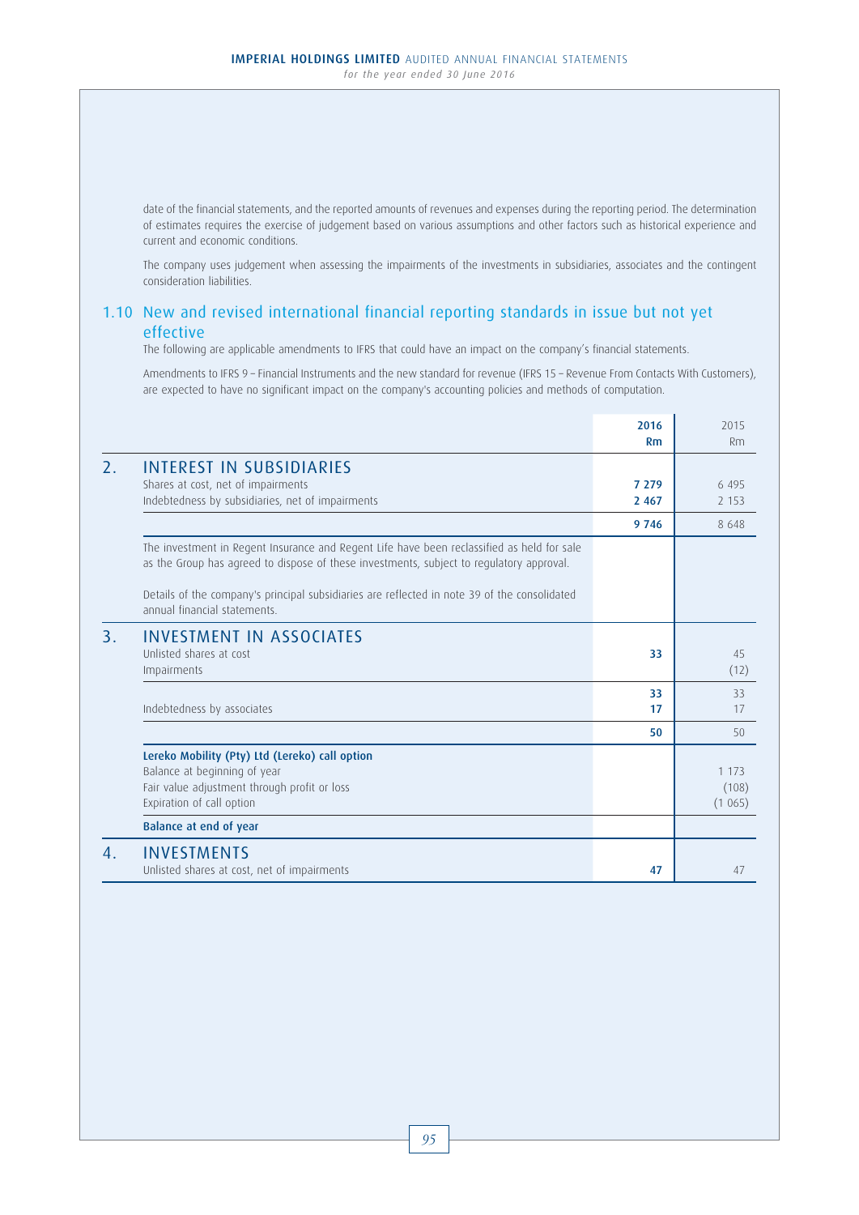date of the financial statements, and the reported amounts of revenues and expenses during the reporting period. The determination of estimates requires the exercise of judgement based on various assumptions and other factors such as historical experience and current and economic conditions.

The company uses judgement when assessing the impairments of the investments in subsidiaries, associates and the contingent consideration liabilities.

## 1.10 New and revised international financial reporting standards in issue but not yet effective

The following are applicable amendments to IFRS that could have an impact on the company's financial statements.

Amendments to IFRS 9 – Financial Instruments and the new standard for revenue (IFRS 15 – Revenue From Contacts With Customers), are expected to have no significant impact on the company's accounting policies and methods of computation.

| | | **2016 Rm** | 2015 Rm |
|---|---|---|---|
| **2.** | **INTEREST IN SUBSIDIARIES** | | |
| | Shares at cost, net of impairments | **7 279** | 6 495 |
| | Indebtedness by subsidiaries, net of impairments | **2 467** | 2 153 |
| | | **9 746** | 8 648 |
| | The investment in Regent Insurance and Regent Life have been reclassified as held for sale as the Group has agreed to dispose of these investments, subject to regulatory approval. | | |
| | Details of the company's principal subsidiaries are reflected in note 39 of the consolidated annual financial statements. | | |
| **3.** | **INVESTMENT IN ASSOCIATES** | | |
| | Unlisted shares at cost | **33** | 45 |
| | Impairments | | (12) |
| | | **33** | 33 |
| | Indebtedness by associates | **17** | 17 |
| | | **50** | 50 |
| | **Lereko Mobility (Pty) Ltd (Lereko) call option** | | |
| | Balance at beginning of year | | 1 173 |
| | Fair value adjustment through profit or loss | | (108) |
| | Expiration of call option | | (1 065) |
| | **Balance at end of year** | | |
| **4.** | **INVESTMENTS** | | |
| | Unlisted shares at cost, net of impairments | **47** | 47 |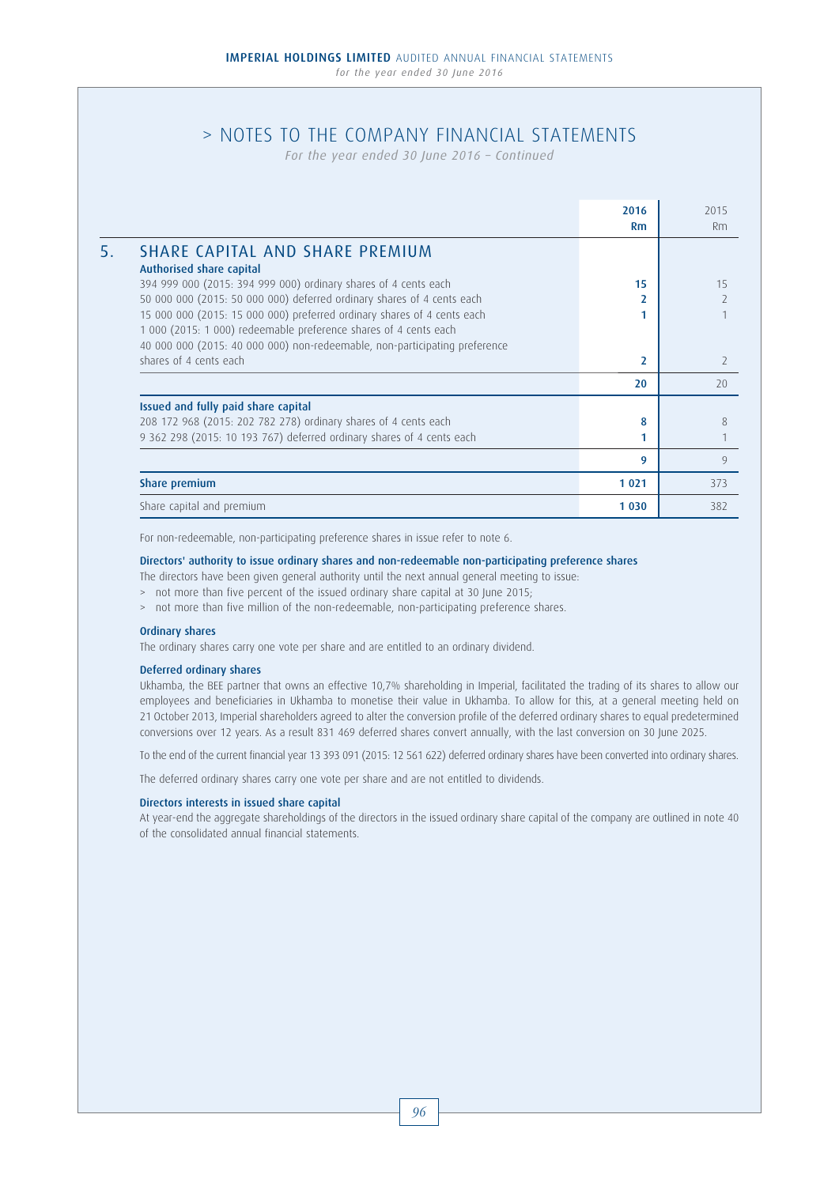# > NOTES TO THE COMPANY FINANCIAL STATEMENTS

*For the year ended 30 June 2016 – Continued*

| | | 2016 Rm | 2015 Rm |
|---|---|---|---|
| **5.** | **SHARE CAPITAL AND SHARE PREMIUM** | | |
| | **Authorised share capital** | | |
| | 394 999 000 (2015: 394 999 000) ordinary shares of 4 cents each | **15** | 15 |
| | 50 000 000 (2015: 50 000 000) deferred ordinary shares of 4 cents each | **2** | 2 |
| | 15 000 000 (2015: 15 000 000) preferred ordinary shares of 4 cents each | **1** | 1 |
| | 1 000 (2015: 1 000) redeemable preference shares of 4 cents each | | |
| | 40 000 000 (2015: 40 000 000) non-redeemable, non-participating preference shares of 4 cents each | **2** | 2 |
| | | **20** | 20 |
| | **Issued and fully paid share capital** | | |
| | 208 172 968 (2015: 202 782 278) ordinary shares of 4 cents each | **8** | 8 |
| | 9 362 298 (2015: 10 193 767) deferred ordinary shares of 4 cents each | **1** | 1 |
| | | **9** | 9 |
| | **Share premium** | **1 021** | 373 |
| | Share capital and premium | **1 030** | 382 |

For non-redeemable, non-participating preference shares in issue refer to note 6.

**Directors' authority to issue ordinary shares and non-redeemable non-participating preference shares**

The directors have been given general authority until the next annual general meeting to issue:

- not more than five percent of the issued ordinary share capital at 30 June 2015;
- not more than five million of the non-redeemable, non-participating preference shares.

**Ordinary shares**

The ordinary shares carry one vote per share and are entitled to an ordinary dividend.

**Deferred ordinary shares**

Ukhamba, the BEE partner that owns an effective 10,7% shareholding in Imperial, facilitated the trading of its shares to allow our employees and beneficiaries in Ukhamba to monetise their value in Ukhamba. To allow for this, at a general meeting held on 21 October 2013, Imperial shareholders agreed to alter the conversion profile of the deferred ordinary shares to equal predetermined conversions over 12 years. As a result 831 469 deferred shares convert annually, with the last conversion on 30 June 2025.

To the end of the current financial year 13 393 091 (2015: 12 561 622) deferred ordinary shares have been converted into ordinary shares.

The deferred ordinary shares carry one vote per share and are not entitled to dividends.

**Directors interests in issued share capital**

At year-end the aggregate shareholdings of the directors in the issued ordinary share capital of the company are outlined in note 40 of the consolidated annual financial statements.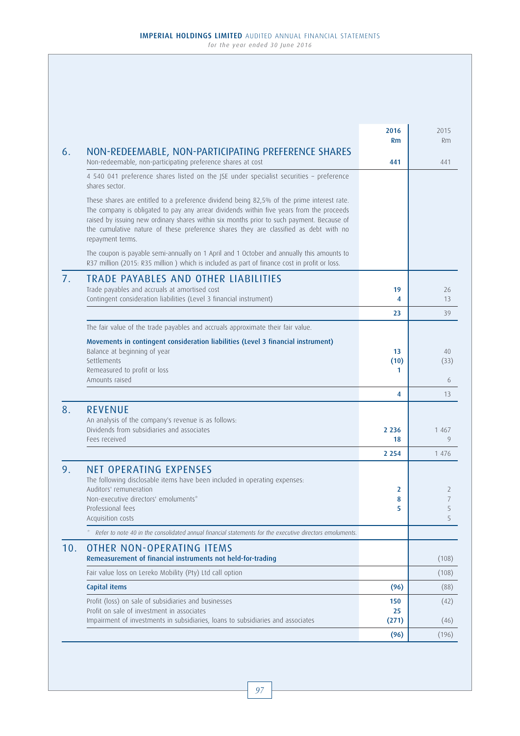| | 2016<br>Rm | 2015<br>Rm |
|---|---|---|
| **6. NON-REDEEMABLE, NON-PARTICIPATING PREFERENCE SHARES** | | |
| Non-redeemable, non-participating preference shares at cost | **441** | 441 |
| 4 540 041 preference shares listed on the JSE under specialist securities – preference shares sector. | | |
| These shares are entitled to a preference dividend being 82,5% of the prime interest rate. The company is obligated to pay any arrear dividends within five years from the proceeds raised by issuing new ordinary shares within six months prior to such payment. Because of the cumulative nature of these preference shares they are classified as debt with no repayment terms. | | |
| The coupon is payable semi-annually on 1 April and 1 October and annually this amounts to R37 million (2015: R35 million ) which is included as part of finance cost in profit or loss. | | |
| **7. TRADE PAYABLES AND OTHER LIABILITIES** | | |
| Trade payables and accruals at amortised cost | **19** | 26 |
| Contingent consideration liabilities (Level 3 financial instrument) | **4** | 13 |
| | **23** | 39 |
| The fair value of the trade payables and accruals approximate their fair value. | | |
| **Movements in contingent consideration liabilities (Level 3 financial instrument)** | | |
| Balance at beginning of year | **13** | 40 |
| Settlements | **(10)** | (33) |
| Remeasured to profit or loss | **1** | |
| Amounts raised | | 6 |
| | **4** | 13 |
| **8. REVENUE** | | |
| An analysis of the company's revenue is as follows: | | |
| Dividends from subsidiaries and associates | **2 236** | 1 467 |
| Fees received | **18** | 9 |
| | **2 254** | 1 476 |
| **9. NET OPERATING EXPENSES** | | |
| The following disclosable items have been included in operating expenses: | | |
| Auditors' remuneration | **2** | 2 |
| Non-executive directors' emoluments* | **8** | 7 |
| Professional fees | **5** | 5 |
| Acquisition costs | | 5 |
| * Refer to note 40 in the consolidated annual financial statements for the executive directors emoluments. | | |
| **10. OTHER NON-OPERATING ITEMS** | | |
| **Remeasurement of financial instruments not held-for-trading** | | (108) |
| Fair value loss on Lereko Mobility (Pty) Ltd call option | | (108) |
| **Capital items** | **(96)** | (88) |
| Profit (loss) on sale of subsidiaries and businesses | **150** | (42) |
| Profit on sale of investment in associates | **25** | |
| Impairment of investments in subsidiaries, loans to subsidiaries and associates | **(271)** | (46) |
| | **(96)** | (196) |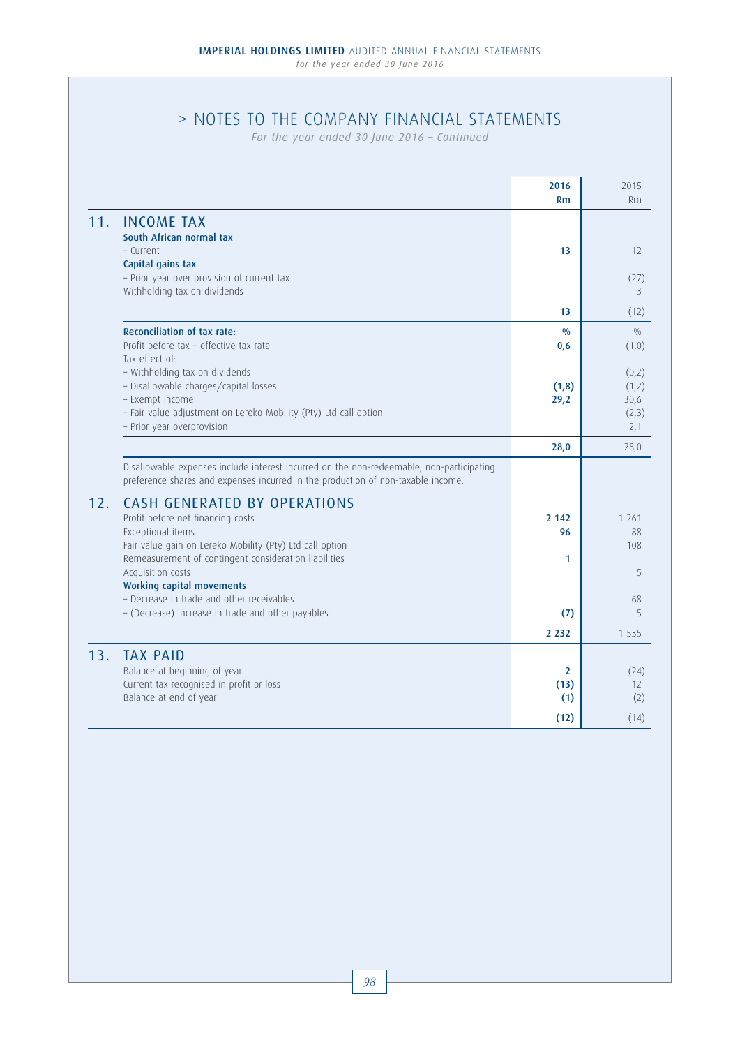# > NOTES TO THE COMPANY FINANCIAL STATEMENTS

*For the year ended 30 June 2016 – Continued*

| | | 2016 Rm | 2015 Rm |
|---|---|---|---|
| **11.** | **INCOME TAX** | | |
| | **South African normal tax** | | |
| | – Current | **13** | 12 |
| | **Capital gains tax** | | |
| | – Prior year over provision of current tax | | (27) |
| | Withholding tax on dividends | | 3 |
| | | **13** | (12) |
| | **Reconciliation of tax rate:** | **%** | % |
| | Profit before tax – effective tax rate | **0,6** | (1,0) |
| | Tax effect of: | | |
| | – Withholding tax on dividends | | (0,2) |
| | – Disallowable charges/capital losses | **(1,8)** | (1,2) |
| | – Exempt income | **29,2** | 30,6 |
| | – Fair value adjustment on Lereko Mobility (Pty) Ltd call option | | (2,3) |
| | – Prior year overprovision | | 2,1 |
| | | **28,0** | 28,0 |
| | Disallowable expenses include interest incurred on the non-redeemable, non-participating preference shares and expenses incurred in the production of non-taxable income. | | |
| **12.** | **CASH GENERATED BY OPERATIONS** | | |
| | Profit before net financing costs | **2 142** | 1 261 |
| | Exceptional items | **96** | 88 |
| | Fair value gain on Lereko Mobility (Pty) Ltd call option | | 108 |
| | Remeasurement of contingent consideration liabilities | **1** | |
| | Acquisition costs | | 5 |
| | **Working capital movements** | | |
| | – Decrease in trade and other receivables | | 68 |
| | – (Decrease) Increase in trade and other payables | **(7)** | 5 |
| | | **2 232** | 1 535 |
| **13.** | **TAX PAID** | | |
| | Balance at beginning of year | **2** | (24) |
| | Current tax recognised in profit or loss | **(13)** | 12 |
| | Balance at end of year | **(1)** | (2) |
| | | **(12)** | (14) |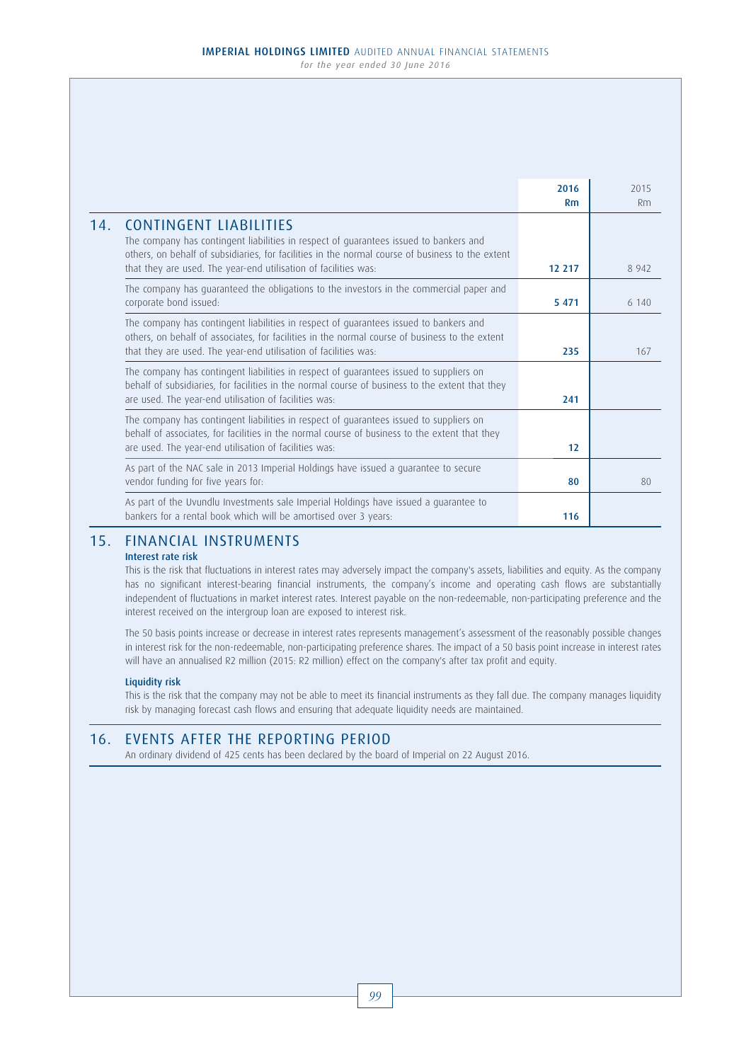| | 2016 Rm | 2015 Rm |
|---|---|---|
| **14. CONTINGENT LIABILITIES** | | |
| The company has contingent liabilities in respect of guarantees issued to bankers and others, on behalf of subsidiaries, for facilities in the normal course of business to the extent that they are used. The year-end utilisation of facilities was: | **12 217** | 8 942 |
| The company has guaranteed the obligations to the investors in the commercial paper and corporate bond issued: | **5 471** | 6 140 |
| The company has contingent liabilities in respect of guarantees issued to bankers and others, on behalf of associates, for facilities in the normal course of business to the extent that they are used. The year-end utilisation of facilities was: | **235** | 167 |
| The company has contingent liabilities in respect of guarantees issued to suppliers on behalf of subsidiaries, for facilities in the normal course of business to the extent that they are used. The year-end utilisation of facilities was: | **241** | |
| The company has contingent liabilities in respect of guarantees issued to suppliers on behalf of associates, for facilities in the normal course of business to the extent that they are used. The year-end utilisation of facilities was: | **12** | |
| As part of the NAC sale in 2013 Imperial Holdings have issued a guarantee to secure vendor funding for five years for: | **80** | 80 |
| As part of the Uvundlu Investments sale Imperial Holdings have issued a guarantee to bankers for a rental book which will be amortised over 3 years: | **116** | |

## 15. FINANCIAL INSTRUMENTS

### Interest rate risk

This is the risk that fluctuations in interest rates may adversely impact the company's assets, liabilities and equity. As the company has no significant interest-bearing financial instruments, the company's income and operating cash flows are substantially independent of fluctuations in market interest rates. Interest payable on the non-redeemable, non-participating preference and the interest received on the intergroup loan are exposed to interest risk.

The 50 basis points increase or decrease in interest rates represents management's assessment of the reasonably possible changes in interest risk for the non-redeemable, non-participating preference shares. The impact of a 50 basis point increase in interest rates will have an annualised R2 million (2015: R2 million) effect on the company's after tax profit and equity.

### Liquidity risk

This is the risk that the company may not be able to meet its financial instruments as they fall due. The company manages liquidity risk by managing forecast cash flows and ensuring that adequate liquidity needs are maintained.

## 16. EVENTS AFTER THE REPORTING PERIOD

An ordinary dividend of 425 cents has been declared by the board of Imperial on 22 August 2016.